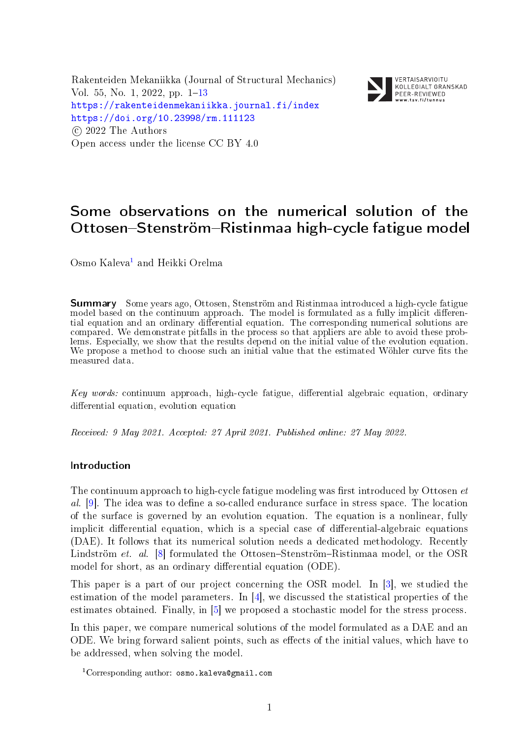Rakenteiden Mekaniikka (Journal of Structural Mechanics)
Vol. 55, No. 1, 2022, pp. 1–13
https://rakenteidenmekaniikka.journal.fi/index
https://doi.org/10.23998/rm.111123
© 2022 The Authors
Open access under the license CC BY 4.0

VERTAISARVIOITU
KOLLEGIALT GRANSKAD
PEER-REVIEWED
www.tsv.fi/tunnus

# Some observations on the numerical solution of the Ottosen–Stenström–Ristinmaa high-cycle fatigue model

Osmo Kaleva[1] and Heikki Orelma

**Summary** Some years ago, Ottosen, Stenström and Ristinmaa introduced a high-cycle fatigue model based on the continuum approach. The model is formulated as a fully implicit differential equation and an ordinary differential equation. The corresponding numerical solutions are compared. We demonstrate pitfalls in the process so that appliers are able to avoid these problems. Especially, we show that the results depend on the initial value of the evolution equation. We propose a method to choose such an initial value that the estimated Wöhler curve fits the measured data.

*Key words:* continuum approach, high-cycle fatigue, differential algebraic equation, ordinary differential equation, evolution equation

*Received: 9 May 2021. Accepted: 27 April 2021. Published online: 27 May 2022.*

## Introduction

The continuum approach to high-cycle fatigue modeling was first introduced by Ottosen *et al.* [9]. The idea was to define a so-called endurance surface in stress space. The location of the surface is governed by an evolution equation. The equation is a nonlinear, fully implicit differential equation, which is a special case of differential-algebraic equations (DAE). It follows that its numerical solution needs a dedicated methodology. Recently Lindström *et. al.* [8] formulated the Ottosen–Stenström–Ristinmaa model, or the OSR model for short, as an ordinary differential equation (ODE).

This paper is a part of our project concerning the OSR model. In [3], we studied the estimation of the model parameters. In [4], we discussed the statistical properties of the estimates obtained. Finally, in [5] we proposed a stochastic model for the stress process.

In this paper, we compare numerical solutions of the model formulated as a DAE and an ODE. We bring forward salient points, such as effects of the initial values, which have to be addressed, when solving the model.

[1]Corresponding author: osmo.kaleva@gmail.com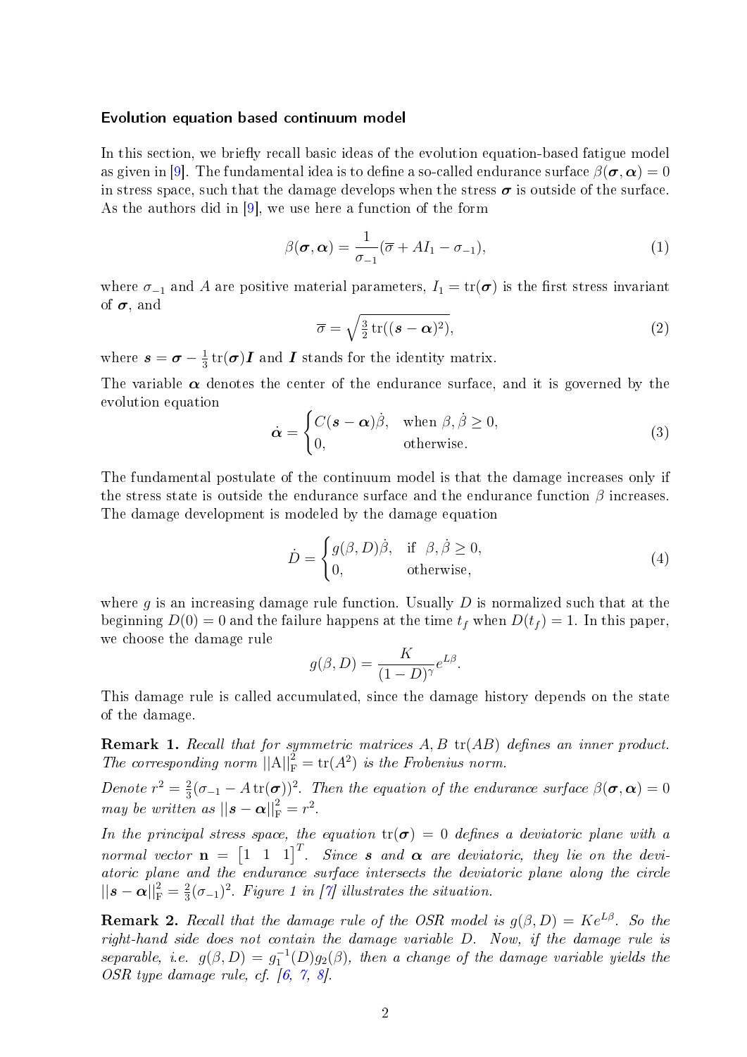### Evolution equation based continuum model

In this section, we briefly recall basic ideas of the evolution equation-based fatigue model as given in [9]. The fundamental idea is to define a so-called endurance surface $\beta(\boldsymbol{\sigma}, \boldsymbol{\alpha}) = 0$ in stress space, such that the damage develops when the stress $\boldsymbol{\sigma}$ is outside of the surface. As the authors did in [9], we use here a function of the form

$$\beta(\boldsymbol{\sigma}, \boldsymbol{\alpha}) = \frac{1}{\sigma_{-1}}(\overline{\sigma} + AI_1 - \sigma_{-1}), \tag{1}$$

where $\sigma_{-1}$ and $A$ are positive material parameters, $I_1 = \operatorname{tr}(\boldsymbol{\sigma})$ is the first stress invariant of $\boldsymbol{\sigma}$, and

$$\overline{\sigma} = \sqrt{\tfrac{3}{2}\operatorname{tr}((\boldsymbol{s} - \boldsymbol{\alpha})^2)}, \tag{2}$$

where $\boldsymbol{s} = \boldsymbol{\sigma} - \frac{1}{3}\operatorname{tr}(\boldsymbol{\sigma})\boldsymbol{I}$ and $\boldsymbol{I}$ stands for the identity matrix.

The variable $\boldsymbol{\alpha}$ denotes the center of the endurance surface, and it is governed by the evolution equation

$$\dot{\boldsymbol{\alpha}} = \begin{cases} C(\boldsymbol{s} - \boldsymbol{\alpha})\dot{\beta}, & \text{when } \beta, \dot{\beta} \geq 0, \\ 0, & \text{otherwise.} \end{cases} \tag{3}$$

The fundamental postulate of the continuum model is that the damage increases only if the stress state is outside the endurance surface and the endurance function $\beta$ increases. The damage development is modeled by the damage equation

$$\dot{D} = \begin{cases} g(\beta, D)\dot{\beta}, & \text{if } \beta, \dot{\beta} \geq 0, \\ 0, & \text{otherwise,} \end{cases} \tag{4}$$

where $g$ is an increasing damage rule function. Usually $D$ is normalized such that at the beginning $D(0) = 0$ and the failure happens at the time $t_f$ when $D(t_f) = 1$. In this paper, we choose the damage rule

$$g(\beta, D) = \frac{K}{(1 - D)^{\gamma}} e^{L\beta}.$$

This damage rule is called accumulated, since the damage history depends on the state of the damage.

**Remark 1.** *Recall that for symmetric matrices $A, B$ $\operatorname{tr}(AB)$ defines an inner product. The corresponding norm $||A||_F^2 = \operatorname{tr}(A^2)$ is the Frobenius norm.*

*Denote $r^2 = \frac{2}{3}(\sigma_{-1} - A\operatorname{tr}(\boldsymbol{\sigma}))^2$. Then the equation of the endurance surface $\beta(\boldsymbol{\sigma}, \boldsymbol{\alpha}) = 0$ may be written as $||\boldsymbol{s} - \boldsymbol{\alpha}||_F^2 = r^2$.*

*In the principal stress space, the equation $\operatorname{tr}(\boldsymbol{\sigma}) = 0$ defines a deviatoric plane with a normal vector $\mathbf{n} = \begin{bmatrix} 1 & 1 & 1 \end{bmatrix}^T$. Since $\boldsymbol{s}$ and $\boldsymbol{\alpha}$ are deviatoric, they lie on the deviatoric plane and the endurance surface intersects the deviatoric plane along the circle $||\boldsymbol{s} - \boldsymbol{\alpha}||_F^2 = \frac{2}{3}(\sigma_{-1})^2$. Figure 1 in [7] illustrates the situation.*

**Remark 2.** *Recall that the damage rule of the OSR model is $g(\beta, D) = Ke^{L\beta}$. So the right-hand side does not contain the damage variable $D$. Now, if the damage rule is separable, i.e. $g(\beta, D) = g_1^{-1}(D)g_2(\beta)$, then a change of the damage variable yields the OSR type damage rule, cf. [6, 7, 8].*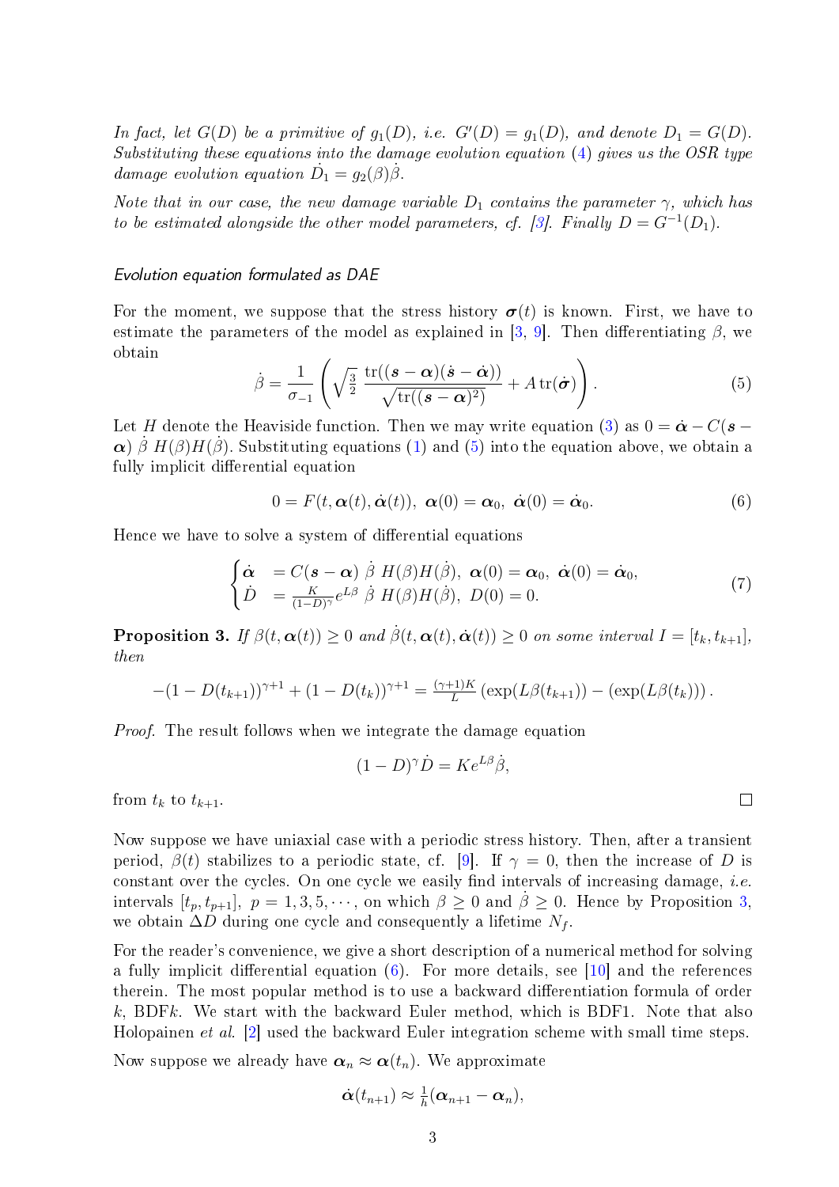*In fact, let $G(D)$ be a primitive of $g_1(D)$, i.e. $G'(D) = g_1(D)$, and denote $D_1 = G(D)$. Substituting these equations into the damage evolution equation (4) gives us the OSR type damage evolution equation $\dot{D}_1 = g_2(\beta)\dot{\beta}$.*

*Note that in our case, the new damage variable $D_1$ contains the parameter $\gamma$, which has to be estimated alongside the other model parameters, cf. [3]. Finally $D = G^{-1}(D_1)$.*

### *Evolution equation formulated as DAE*

For the moment, we suppose that the stress history $\boldsymbol{\sigma}(t)$ is known. First, we have to estimate the parameters of the model as explained in [3, 9]. Then differentiating $\beta$, we obtain

$$\dot{\beta} = \frac{1}{\sigma_{-1}} \left( \sqrt{\tfrac{3}{2}}\ \frac{\operatorname{tr}((\boldsymbol{s}-\boldsymbol{\alpha})(\dot{\boldsymbol{s}}-\dot{\boldsymbol{\alpha}}))}{\sqrt{\operatorname{tr}((\boldsymbol{s}-\boldsymbol{\alpha})^2)}} + A\operatorname{tr}(\dot{\boldsymbol{\sigma}}) \right). \tag{5}$$

Let $H$ denote the Heaviside function. Then we may write equation (3) as $0 = \dot{\boldsymbol{\alpha}} - C(\boldsymbol{s} - \boldsymbol{\alpha})\ \dot{\beta}\ H(\beta)H(\dot{\beta})$. Substituting equations (1) and (5) into the equation above, we obtain a fully implicit differential equation

$$0 = F(t, \boldsymbol{\alpha}(t), \dot{\boldsymbol{\alpha}}(t)),\ \ \boldsymbol{\alpha}(0) = \boldsymbol{\alpha}_0,\ \ \dot{\boldsymbol{\alpha}}(0) = \dot{\boldsymbol{\alpha}}_0. \tag{6}$$

Hence we have to solve a system of differential equations

$$\begin{cases} \dot{\boldsymbol{\alpha}} &= C(\boldsymbol{s}-\boldsymbol{\alpha})\ \dot{\beta}\ H(\beta)H(\dot{\beta}),\ \ \boldsymbol{\alpha}(0) = \boldsymbol{\alpha}_0,\ \ \dot{\boldsymbol{\alpha}}(0) = \dot{\boldsymbol{\alpha}}_0, \\ \dot{D} &= \frac{K}{(1-D)^\gamma} e^{L\beta}\ \dot{\beta}\ H(\beta)H(\dot{\beta}),\ \ D(0) = 0. \end{cases} \tag{7}$$

**Proposition 3.** *If $\beta(t, \boldsymbol{\alpha}(t)) \geq 0$ and $\dot{\beta}(t, \boldsymbol{\alpha}(t), \dot{\boldsymbol{\alpha}}(t)) \geq 0$ on some interval $I = [t_k, t_{k+1}]$, then*

$$-(1 - D(t_{k+1}))^{\gamma+1} + (1 - D(t_k))^{\gamma+1} = \tfrac{(\gamma+1)K}{L} \left( \exp(L\beta(t_{k+1})) - (\exp(L\beta(t_k)) \right).$$

*Proof.* The result follows when we integrate the damage equation

$$(1 - D)^\gamma \dot{D} = Ke^{L\beta}\dot{\beta},$$

from $t_k$ to $t_{k+1}$. □

Now suppose we have uniaxial case with a periodic stress history. Then, after a transient period, $\beta(t)$ stabilizes to a periodic state, cf. [9]. If $\gamma = 0$, then the increase of $D$ is constant over the cycles. On one cycle we easily find intervals of increasing damage, *i.e.* intervals $[t_p, t_{p+1}],\ p = 1, 3, 5, \cdots$, on which $\beta \geq 0$ and $\dot{\beta} \geq 0$. Hence by Proposition 3, we obtain $\Delta D$ during one cycle and consequently a lifetime $N_f$.

For the reader's convenience, we give a short description of a numerical method for solving a fully implicit differential equation (6). For more details, see [10] and the references therein. The most popular method is to use a backward differentiation formula of order $k$, BDF$k$. We start with the backward Euler method, which is BDF1. Note that also Holopainen *et al.* [2] used the backward Euler integration scheme with small time steps.

Now suppose we already have $\boldsymbol{\alpha}_n \approx \boldsymbol{\alpha}(t_n)$. We approximate

$$\dot{\boldsymbol{\alpha}}(t_{n+1}) \approx \tfrac{1}{h}(\boldsymbol{\alpha}_{n+1} - \boldsymbol{\alpha}_n),$$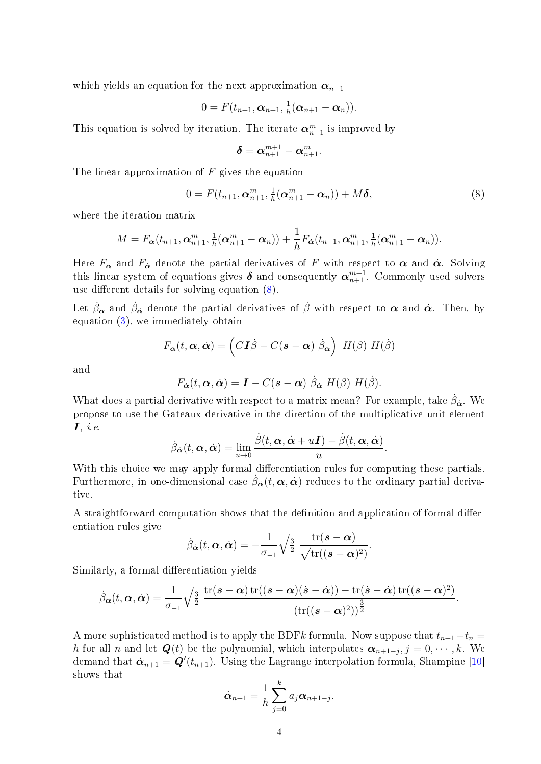which yields an equation for the next approximation $\boldsymbol{\alpha}_{n+1}$

$$0 = F(t_{n+1}, \boldsymbol{\alpha}_{n+1}, \tfrac{1}{h}(\boldsymbol{\alpha}_{n+1} - \boldsymbol{\alpha}_n)).$$

This equation is solved by iteration. The iterate $\boldsymbol{\alpha}_{n+1}^m$ is improved by

$$\boldsymbol{\delta} = \boldsymbol{\alpha}_{n+1}^{m+1} - \boldsymbol{\alpha}_{n+1}^m.$$

The linear approximation of $F$ gives the equation

$$0 = F(t_{n+1}, \boldsymbol{\alpha}_{n+1}^m, \tfrac{1}{h}(\boldsymbol{\alpha}_{n+1}^m - \boldsymbol{\alpha}_n)) + M\boldsymbol{\delta}, \tag{8}$$

where the iteration matrix

$$M = F_{\boldsymbol{\alpha}}(t_{n+1}, \boldsymbol{\alpha}_{n+1}^m, \tfrac{1}{h}(\boldsymbol{\alpha}_{n+1}^m - \boldsymbol{\alpha}_n)) + \frac{1}{h} F_{\dot{\boldsymbol{\alpha}}}(t_{n+1}, \boldsymbol{\alpha}_{n+1}^m, \tfrac{1}{h}(\boldsymbol{\alpha}_{n+1}^m - \boldsymbol{\alpha}_n)).$$

Here $F_{\boldsymbol{\alpha}}$ and $F_{\dot{\boldsymbol{\alpha}}}$ denote the partial derivatives of $F$ with respect to $\boldsymbol{\alpha}$ and $\dot{\boldsymbol{\alpha}}$. Solving this linear system of equations gives $\boldsymbol{\delta}$ and consequently $\boldsymbol{\alpha}_{n+1}^{m+1}$. Commonly used solvers use different details for solving equation (8).

Let $\dot{\beta}_{\boldsymbol{\alpha}}$ and $\dot{\beta}_{\dot{\boldsymbol{\alpha}}}$ denote the partial derivatives of $\dot{\beta}$ with respect to $\boldsymbol{\alpha}$ and $\dot{\boldsymbol{\alpha}}$. Then, by equation (3), we immediately obtain

$$F_{\boldsymbol{\alpha}}(t, \boldsymbol{\alpha}, \dot{\boldsymbol{\alpha}}) = \left( C\boldsymbol{I}\dot{\beta} - C(\boldsymbol{s} - \boldsymbol{\alpha})\ \dot{\beta}_{\boldsymbol{\alpha}} \right)\ H(\beta)\ H(\dot{\beta})$$

and

$$F_{\dot{\boldsymbol{\alpha}}}(t, \boldsymbol{\alpha}, \dot{\boldsymbol{\alpha}}) = \boldsymbol{I} - C(\boldsymbol{s} - \boldsymbol{\alpha})\ \dot{\beta}_{\dot{\boldsymbol{\alpha}}}\ H(\beta)\ H(\dot{\beta}).$$

What does a partial derivative with respect to a matrix mean? For example, take $\dot{\beta}_{\dot{\boldsymbol{\alpha}}}$. We propose to use the Gateaux derivative in the direction of the multiplicative unit element $\boldsymbol{I}$, *i.e.*

$$\dot{\beta}_{\dot{\boldsymbol{\alpha}}}(t, \boldsymbol{\alpha}, \dot{\boldsymbol{\alpha}}) = \lim_{u \to 0} \frac{\dot{\beta}(t, \boldsymbol{\alpha}, \dot{\boldsymbol{\alpha}} + u\boldsymbol{I}) - \dot{\beta}(t, \boldsymbol{\alpha}, \dot{\boldsymbol{\alpha}})}{u}.$$

With this choice we may apply formal differentiation rules for computing these partials. Furthermore, in one-dimensional case $\dot{\beta}_{\dot{\boldsymbol{\alpha}}}(t, \boldsymbol{\alpha}, \dot{\boldsymbol{\alpha}})$ reduces to the ordinary partial derivative.

A straightforward computation shows that the definition and application of formal differentiation rules give

$$\dot{\beta}_{\dot{\boldsymbol{\alpha}}}(t, \boldsymbol{\alpha}, \dot{\boldsymbol{\alpha}}) = -\frac{1}{\sigma_{-1}} \sqrt{\tfrac{3}{2}}\ \frac{\operatorname{tr}(\boldsymbol{s} - \boldsymbol{\alpha})}{\sqrt{\operatorname{tr}((\boldsymbol{s} - \boldsymbol{\alpha})^2)}}.$$

Similarly, a formal differentiation yields

$$\dot{\beta}_{\boldsymbol{\alpha}}(t, \boldsymbol{\alpha}, \dot{\boldsymbol{\alpha}}) = \frac{1}{\sigma_{-1}} \sqrt{\tfrac{3}{2}}\ \frac{\operatorname{tr}(\boldsymbol{s} - \boldsymbol{\alpha}) \operatorname{tr}((\boldsymbol{s} - \boldsymbol{\alpha})(\dot{\boldsymbol{s}} - \dot{\boldsymbol{\alpha}})) - \operatorname{tr}(\dot{\boldsymbol{s}} - \dot{\boldsymbol{\alpha}}) \operatorname{tr}((\boldsymbol{s} - \boldsymbol{\alpha})^2)}{(\operatorname{tr}((\boldsymbol{s} - \boldsymbol{\alpha})^2))^{\frac{3}{2}}}.$$

A more sophisticated method is to apply the BDF$k$ formula. Now suppose that $t_{n+1} - t_n = h$ for all $n$ and let $\boldsymbol{Q}(t)$ be the polynomial, which interpolates $\boldsymbol{\alpha}_{n+1-j}, j = 0, \cdots, k$. We demand that $\dot{\boldsymbol{\alpha}}_{n+1} = \boldsymbol{Q}'(t_{n+1})$. Using the Lagrange interpolation formula, Shampine [10] shows that

$$\dot{\boldsymbol{\alpha}}_{n+1} = \frac{1}{h} \sum_{j=0}^{k} a_j \boldsymbol{\alpha}_{n+1-j}.$$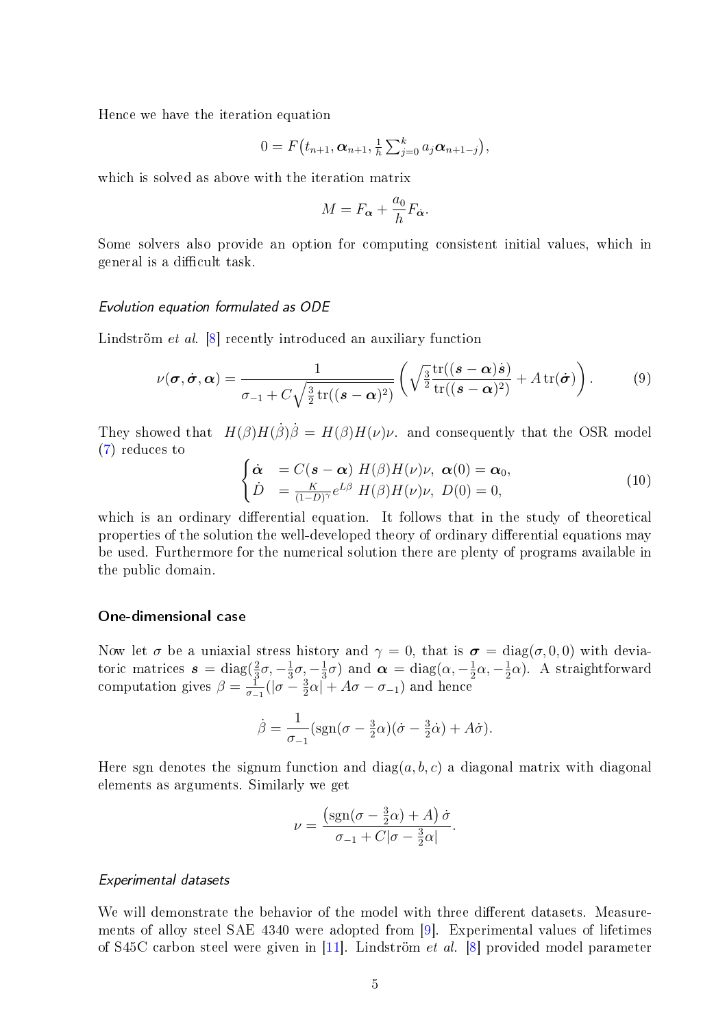Hence we have the iteration equation

$$0 = F\big(t_{n+1}, \boldsymbol{\alpha}_{n+1}, \tfrac{1}{h}\textstyle\sum_{j=0}^{k} a_j \boldsymbol{\alpha}_{n+1-j}\big),$$

which is solved as above with the iteration matrix

$$M = F_{\boldsymbol{\alpha}} + \frac{a_0}{h} F_{\dot{\boldsymbol{\alpha}}}.$$

Some solvers also provide an option for computing consistent initial values, which in general is a difficult task.

### *Evolution equation formulated as ODE*

Lindström *et al.* [8] recently introduced an auxiliary function

$$\nu(\boldsymbol{\sigma}, \dot{\boldsymbol{\sigma}}, \boldsymbol{\alpha}) = \frac{1}{\sigma_{-1} + C\sqrt{\frac{3}{2}\operatorname{tr}((\boldsymbol{s}-\boldsymbol{\alpha})^2)}} \left( \sqrt{\tfrac{3}{2}} \frac{\operatorname{tr}((\boldsymbol{s}-\boldsymbol{\alpha})\dot{\boldsymbol{s}})}{\operatorname{tr}((\boldsymbol{s}-\boldsymbol{\alpha})^2)} + A\operatorname{tr}(\dot{\boldsymbol{\sigma}}) \right). \tag{9}$$

They showed that $H(\beta)H(\dot{\beta})\dot{\beta} = H(\beta)H(\nu)\nu$. and consequently that the OSR model (7) reduces to

$$\begin{cases} \dot{\boldsymbol{\alpha}} &= C(\boldsymbol{s}-\boldsymbol{\alpha})\ H(\beta)H(\nu)\nu,\ \boldsymbol{\alpha}(0) = \boldsymbol{\alpha}_0, \\ \dot{D} &= \frac{K}{(1-D)^{\gamma}} e^{L\beta}\ H(\beta)H(\nu)\nu,\ D(0) = 0, \end{cases} \tag{10}$$

which is an ordinary differential equation. It follows that in the study of theoretical properties of the solution the well-developed theory of ordinary differential equations may be used. Furthermore for the numerical solution there are plenty of programs available in the public domain.

## One-dimensional case

Now let $\sigma$ be a uniaxial stress history and $\gamma = 0$, that is $\boldsymbol{\sigma} = \operatorname{diag}(\sigma, 0, 0)$ with deviatoric matrices $\boldsymbol{s} = \operatorname{diag}(\frac{2}{3}\sigma, -\frac{1}{3}\sigma, -\frac{1}{3}\sigma)$ and $\boldsymbol{\alpha} = \operatorname{diag}(\alpha, -\frac{1}{2}\alpha, -\frac{1}{2}\alpha)$. A straightforward computation gives $\beta = \frac{1}{\sigma_{-1}}(|\sigma - \frac{3}{2}\alpha| + A\sigma - \sigma_{-1})$ and hence

$$\dot{\beta} = \frac{1}{\sigma_{-1}}(\operatorname{sgn}(\sigma - \tfrac{3}{2}\alpha)(\dot{\sigma} - \tfrac{3}{2}\dot{\alpha}) + A\dot{\sigma}).$$

Here sgn denotes the signum function and $\operatorname{diag}(a, b, c)$ a diagonal matrix with diagonal elements as arguments. Similarly we get

$$\nu = \frac{\big(\operatorname{sgn}(\sigma - \frac{3}{2}\alpha) + A\big)\,\dot{\sigma}}{\sigma_{-1} + C|\sigma - \frac{3}{2}\alpha|}.$$

### *Experimental datasets*

We will demonstrate the behavior of the model with three different datasets. Measurements of alloy steel SAE 4340 were adopted from [9]. Experimental values of lifetimes of S45C carbon steel were given in [11]. Lindström *et al.* [8] provided model parameter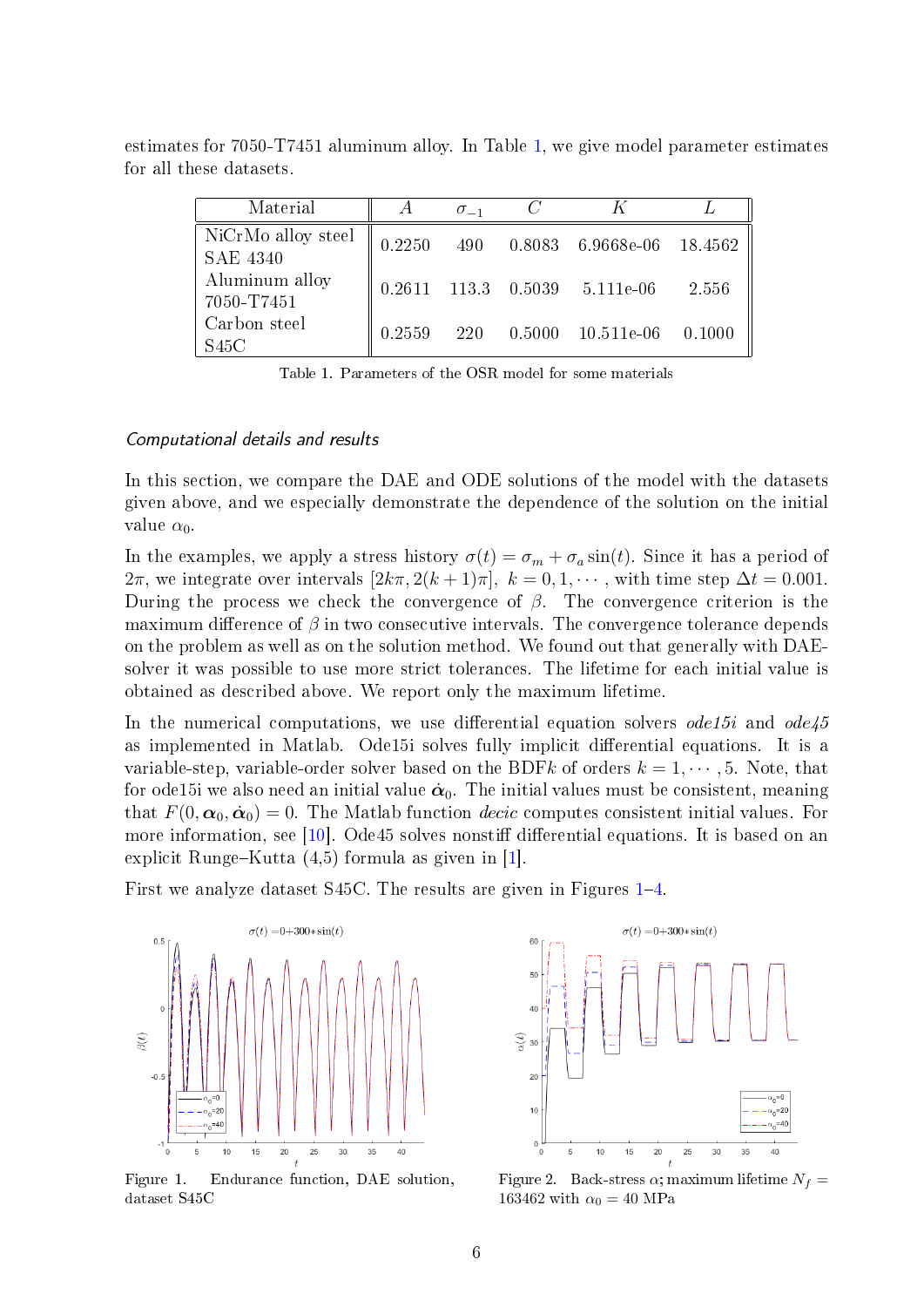estimates for 7050-T7451 aluminum alloy. In Table 1, we give model parameter estimates for all these datasets.

| Material | $A$ | $\sigma_{-1}$ | $C$ | $K$ | $L$ |
|---|---|---|---|---|---|
| NiCrMo alloy steel SAE 4340 | 0.2250 | 490 | 0.8083 | 6.9668e-06 | 18.4562 |
| Aluminum alloy 7050-T7451 | 0.2611 | 113.3 | 0.5039 | 5.111e-06 | 2.556 |
| Carbon steel S45C | 0.2559 | 220 | 0.5000 | 10.511e-06 | 0.1000 |

Table 1. Parameters of the OSR model for some materials

### *Computational details and results*

In this section, we compare the DAE and ODE solutions of the model with the datasets given above, and we especially demonstrate the dependence of the solution on the initial value $\alpha_0$.

In the examples, we apply a stress history $\sigma(t) = \sigma_m + \sigma_a \sin(t)$. Since it has a period of $2\pi$, we integrate over intervals $[2k\pi, 2(k+1)\pi]$, $k = 0, 1, \cdots$, with time step $\Delta t = 0.001$. During the process we check the convergence of $\beta$. The convergence criterion is the maximum difference of $\beta$ in two consecutive intervals. The convergence tolerance depends on the problem as well as on the solution method. We found out that generally with DAE-solver it was possible to use more strict tolerances. The lifetime for each initial value is obtained as described above. We report only the maximum lifetime.

In the numerical computations, we use differential equation solvers *ode15i* and *ode45* as implemented in Matlab. Ode15i solves fully implicit differential equations. It is a variable-step, variable-order solver based on the BDF$k$ of orders $k = 1, \cdots, 5$. Note, that for ode15i we also need an initial value $\dot{\boldsymbol{\alpha}}_0$. The initial values must be consistent, meaning that $F(0, \boldsymbol{\alpha}_0, \dot{\boldsymbol{\alpha}}_0) = 0$. The Matlab function *decic* computes consistent initial values. For more information, see [10]. Ode45 solves nonstiff differential equations. It is based on an explicit Runge–Kutta (4,5) formula as given in [1].

First we analyze dataset S45C. The results are given in Figures 1–4.

Figure 1. Endurance function, DAE solution, dataset S45C

Figure 2. Back-stress $\alpha$; maximum lifetime $N_f = 163462$ with $\alpha_0 = 40$ MPa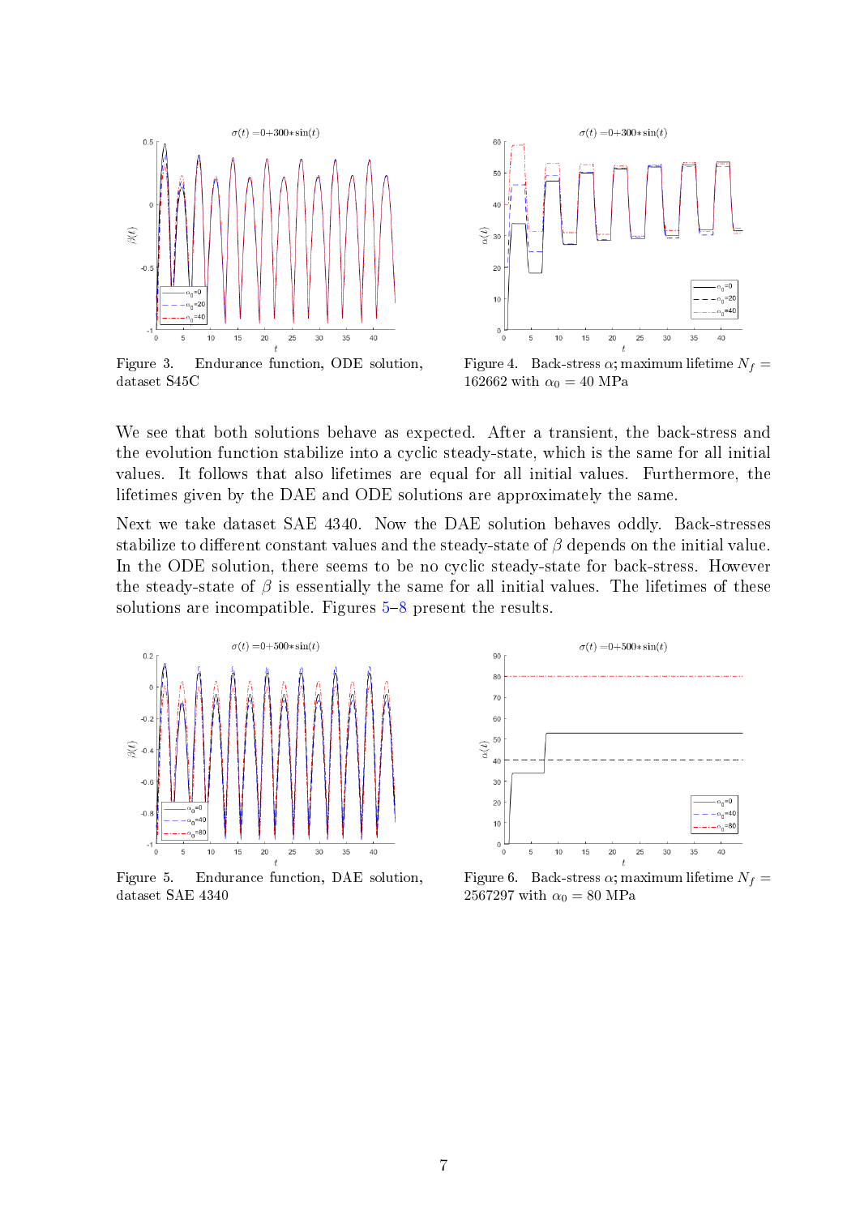Figure 3. Endurance function, ODE solution, dataset S45C

Figure 4. Back-stress $\alpha$; maximum lifetime $N_f = 162662$ with $\alpha_0 = 40$ MPa

We see that both solutions behave as expected. After a transient, the back-stress and the evolution function stabilize into a cyclic steady-state, which is the same for all initial values. It follows that also lifetimes are equal for all initial values. Furthermore, the lifetimes given by the DAE and ODE solutions are approximately the same.

Next we take dataset SAE 4340. Now the DAE solution behaves oddly. Back-stresses stabilize to different constant values and the steady-state of $\beta$ depends on the initial value. In the ODE solution, there seems to be no cyclic steady-state for back-stress. However the steady-state of $\beta$ is essentially the same for all initial values. The lifetimes of these solutions are incompatible. Figures 5–8 present the results.

Figure 5. Endurance function, DAE solution, dataset SAE 4340

Figure 6. Back-stress $\alpha$; maximum lifetime $N_f = 2567297$ with $\alpha_0 = 80$ MPa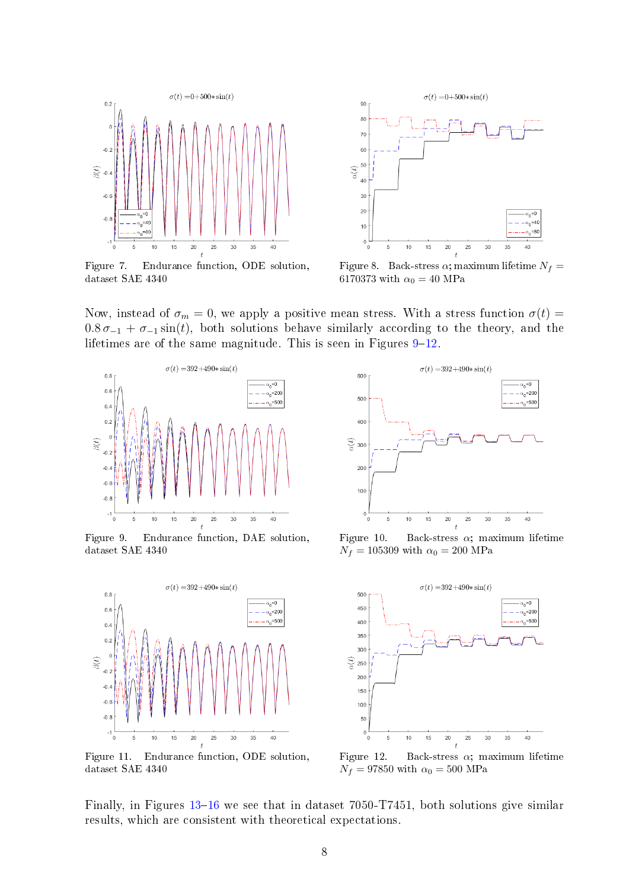Figure 7. Endurance function, ODE solution, dataset SAE 4340

Figure 8. Back-stress $\alpha$; maximum lifetime $N_f = 6170373$ with $\alpha_0 = 40$ MPa

Now, instead of $\sigma_m = 0$, we apply a positive mean stress. With a stress function $\sigma(t) = 0.8\,\sigma_{-1} + \sigma_{-1}\sin(t)$, both solutions behave similarly according to the theory, and the lifetimes are of the same magnitude. This is seen in Figures 9–12.

Figure 9. Endurance function, DAE solution, dataset SAE 4340

Figure 10. Back-stress $\alpha$; maximum lifetime $N_f = 105309$ with $\alpha_0 = 200$ MPa

Figure 11. Endurance function, ODE solution, dataset SAE 4340

Figure 12. Back-stress $\alpha$; maximum lifetime $N_f = 97850$ with $\alpha_0 = 500$ MPa

Finally, in Figures 13–16 we see that in dataset 7050-T7451, both solutions give similar results, which are consistent with theoretical expectations.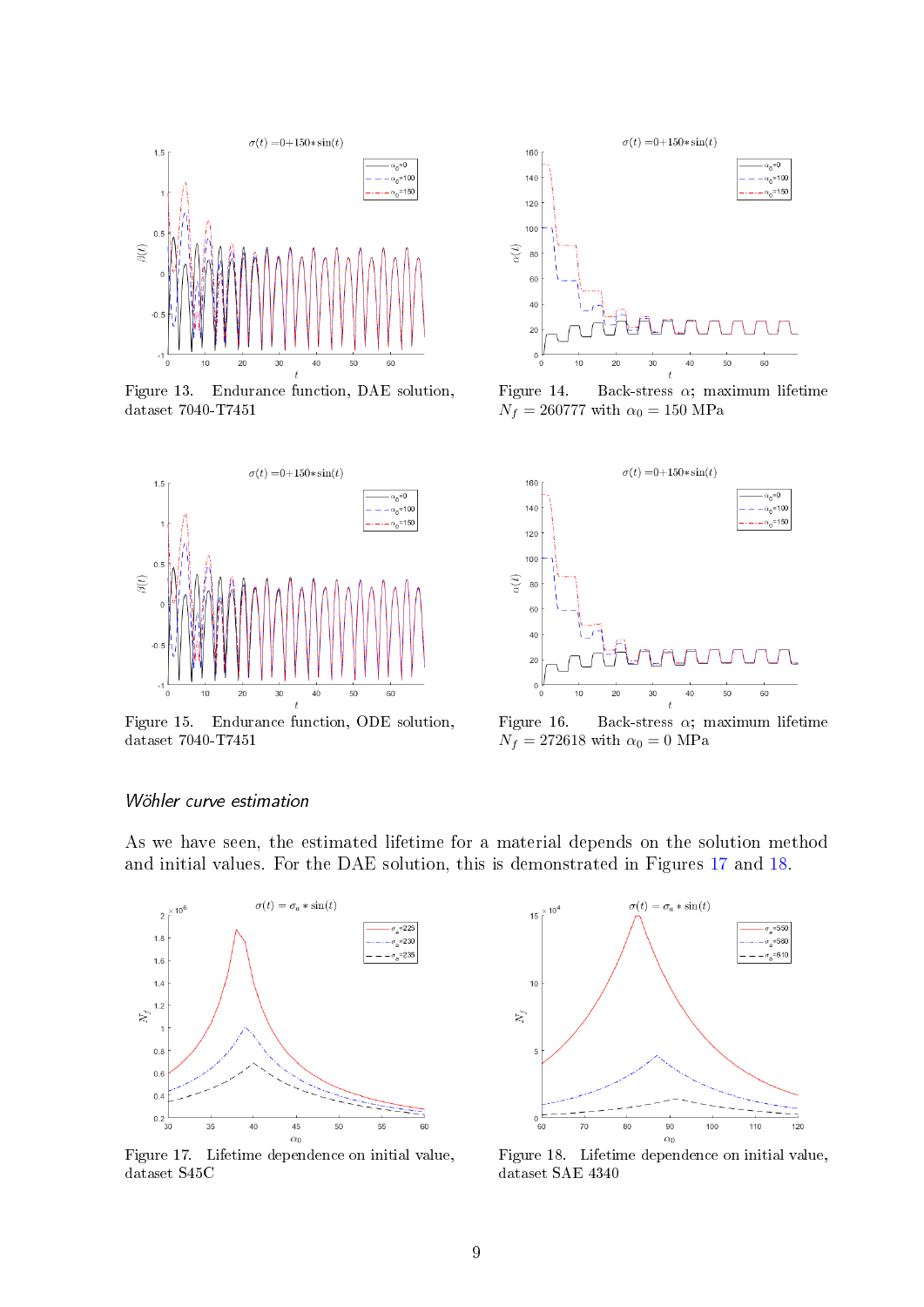Figure 13. Endurance function, DAE solution, dataset 7040-T7451

Figure 14. Back-stress $\alpha$; maximum lifetime $N_f = 260777$ with $\alpha_0 = 150$ MPa

Figure 15. Endurance function, ODE solution, dataset 7040-T7451

Figure 16. Back-stress $\alpha$; maximum lifetime $N_f = 272618$ with $\alpha_0 = 0$ MPa

### *Wöhler curve estimation*

As we have seen, the estimated lifetime for a material depends on the solution method and initial values. For the DAE solution, this is demonstrated in Figures 17 and 18.

Figure 17. Lifetime dependence on initial value, dataset S45C

Figure 18. Lifetime dependence on initial value, dataset SAE 4340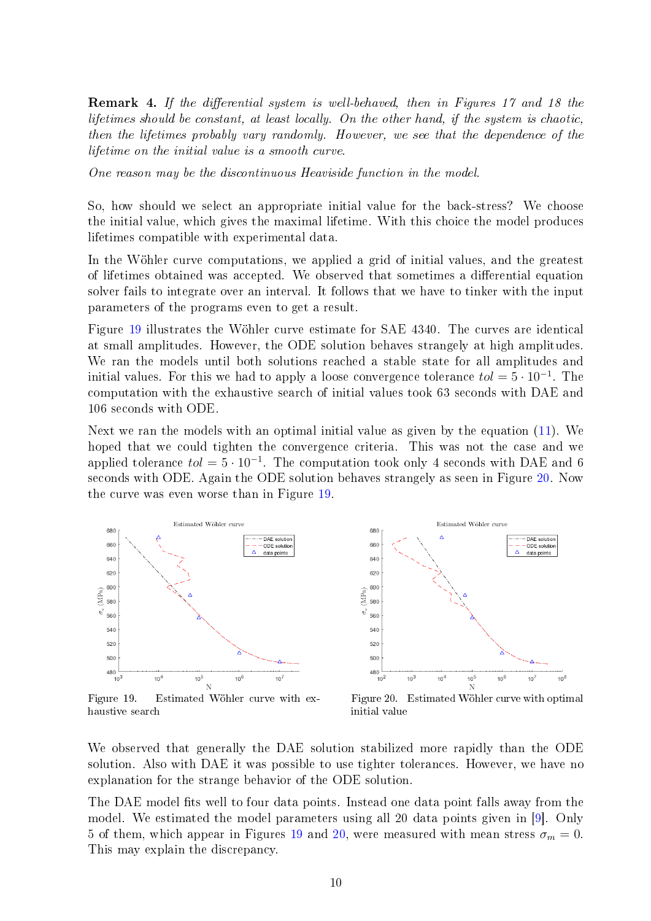**Remark 4.** *If the differential system is well-behaved, then in Figures 17 and 18 the lifetimes should be constant, at least locally. On the other hand, if the system is chaotic, then the lifetimes probably vary randomly. However, we see that the dependence of the lifetime on the initial value is a smooth curve.*

*One reason may be the discontinuous Heaviside function in the model.*

So, how should we select an appropriate initial value for the back-stress? We choose the initial value, which gives the maximal lifetime. With this choice the model produces lifetimes compatible with experimental data.

In the Wöhler curve computations, we applied a grid of initial values, and the greatest of lifetimes obtained was accepted. We observed that sometimes a differential equation solver fails to integrate over an interval. It follows that we have to tinker with the input parameters of the programs even to get a result.

Figure 19 illustrates the Wöhler curve estimate for SAE 4340. The curves are identical at small amplitudes. However, the ODE solution behaves strangely at high amplitudes. We ran the models until both solutions reached a stable state for all amplitudes and initial values. For this we had to apply a loose convergence tolerance $tol = 5 \cdot 10^{-1}$. The computation with the exhaustive search of initial values took 63 seconds with DAE and 106 seconds with ODE.

Next we ran the models with an optimal initial value as given by the equation (11). We hoped that we could tighten the convergence criteria. This was not the case and we applied tolerance $tol = 5 \cdot 10^{-1}$. The computation took only 4 seconds with DAE and 6 seconds with ODE. Again the ODE solution behaves strangely as seen in Figure 20. Now the curve was even worse than in Figure 19.

Figure 19. Estimated Wöhler curve with exhaustive search

Figure 20. Estimated Wöhler curve with optimal initial value

We observed that generally the DAE solution stabilized more rapidly than the ODE solution. Also with DAE it was possible to use tighter tolerances. However, we have no explanation for the strange behavior of the ODE solution.

The DAE model fits well to four data points. Instead one data point falls away from the model. We estimated the model parameters using all 20 data points given in [9]. Only 5 of them, which appear in Figures 19 and 20, were measured with mean stress $\sigma_m = 0$. This may explain the discrepancy.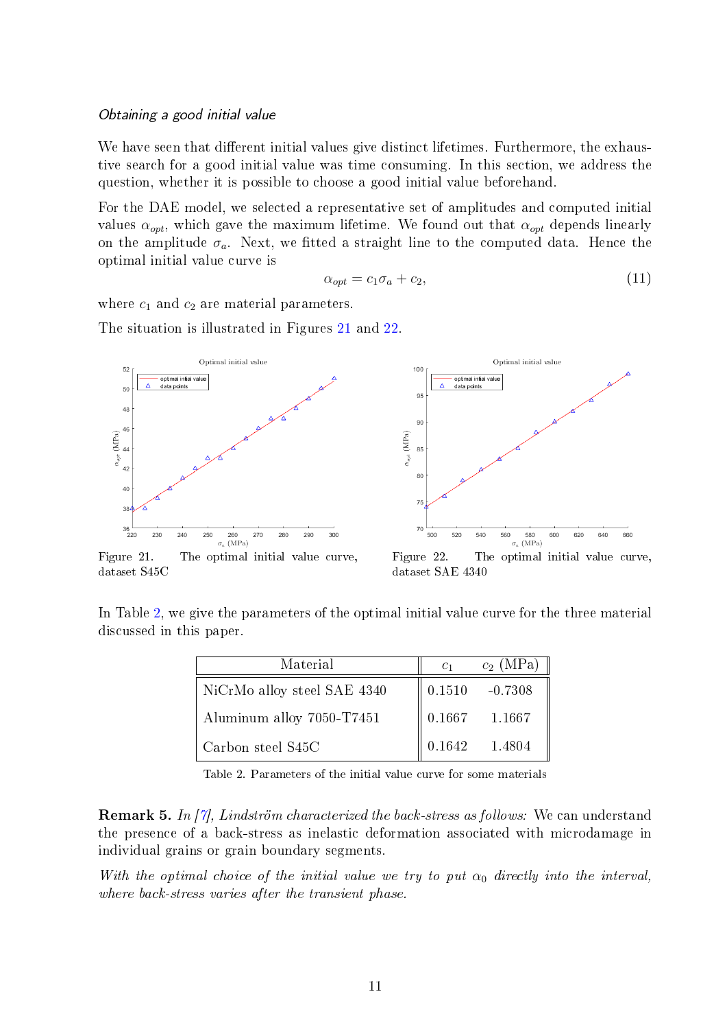*Obtaining a good initial value*

We have seen that different initial values give distinct lifetimes. Furthermore, the exhaustive search for a good initial value was time consuming. In this section, we address the question, whether it is possible to choose a good initial value beforehand.

For the DAE model, we selected a representative set of amplitudes and computed initial values $\alpha_{opt}$, which gave the maximum lifetime. We found out that $\alpha_{opt}$ depends linearly on the amplitude $\sigma_a$. Next, we fitted a straight line to the computed data. Hence the optimal initial value curve is

$$\alpha_{opt} = c_1\sigma_a + c_2, \tag{11}$$

where $c_1$ and $c_2$ are material parameters.

The situation is illustrated in Figures 21 and 22.

Figure 21. The optimal initial value curve, dataset S45C

Figure 22. The optimal initial value curve, dataset SAE 4340

In Table 2, we give the parameters of the optimal initial value curve for the three material discussed in this paper.

| Material | $c_1$ | $c_2$ (MPa) |
|---|---|---|
| NiCrMo alloy steel SAE 4340 | 0.1510 | -0.7308 |
| Aluminum alloy 7050-T7451 | 0.1667 | 1.1667 |
| Carbon steel S45C | 0.1642 | 1.4804 |

Table 2. Parameters of the initial value curve for some materials

**Remark 5.** *In [7], Lindström characterized the back-stress as follows:* We can understand the presence of a back-stress as inelastic deformation associated with microdamage in individual grains or grain boundary segments.

*With the optimal choice of the initial value we try to put $\alpha_0$ directly into the interval, where back-stress varies after the transient phase.*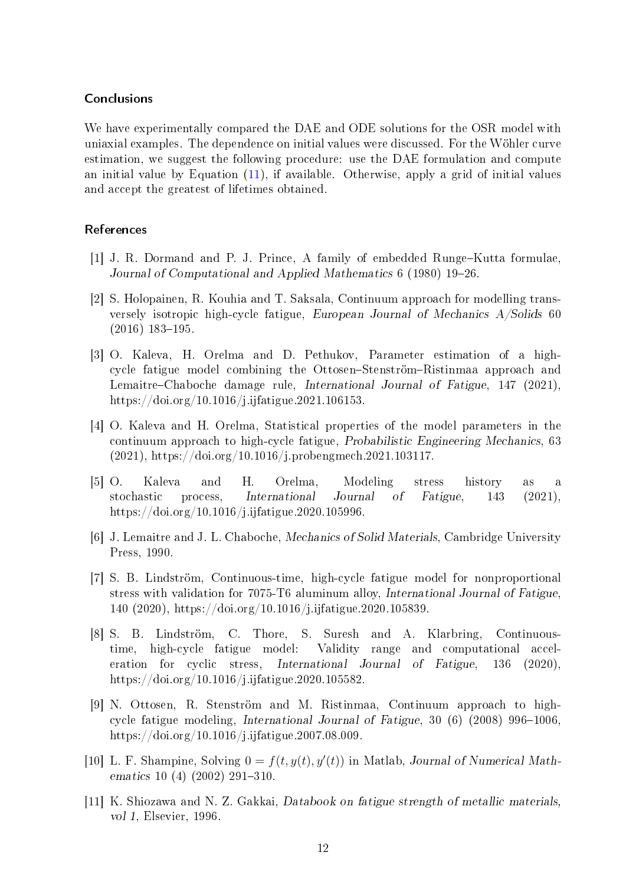## Conclusions

We have experimentally compared the DAE and ODE solutions for the OSR model with uniaxial examples. The dependence on initial values were discussed. For the Wöhler curve estimation, we suggest the following procedure: use the DAE formulation and compute an initial value by Equation (11), if available. Otherwise, apply a grid of initial values and accept the greatest of lifetimes obtained.

## References

[1] J. R. Dormand and P. J. Prince, A family of embedded Runge–Kutta formulae, *Journal of Computational and Applied Mathematics* 6 (1980) 19–26.

[2] S. Holopainen, R. Kouhia and T. Saksala, Continuum approach for modelling transversely isotropic high-cycle fatigue, *European Journal of Mechanics A/Solids* 60 (2016) 183–195.

[3] O. Kaleva, H. Orelma and D. Pethukov, Parameter estimation of a high-cycle fatigue model combining the Ottosen–Stenström–Ristinmaa approach and Lemaitre–Chaboche damage rule, *International Journal of Fatigue*, 147 (2021), https://doi.org/10.1016/j.ijfatigue.2021.106153.

[4] O. Kaleva and H. Orelma, Statistical properties of the model parameters in the continuum approach to high-cycle fatigue, *Probabilistic Engineering Mechanics*, 63 (2021), https://doi.org/10.1016/j.probengmech.2021.103117.

[5] O. Kaleva and H. Orelma, Modeling stress history as a stochastic process, *International Journal of Fatigue*, 143 (2021), https://doi.org/10.1016/j.ijfatigue.2020.105996.

[6] J. Lemaitre and J. L. Chaboche, *Mechanics of Solid Materials*, Cambridge University Press, 1990.

[7] S. B. Lindström, Continuous-time, high-cycle fatigue model for nonproportional stress with validation for 7075-T6 aluminum alloy, *International Journal of Fatigue*, 140 (2020), https://doi.org/10.1016/j.ijfatigue.2020.105839.

[8] S. B. Lindström, C. Thore, S. Suresh and A. Klarbring, Continuous-time, high-cycle fatigue model: Validity range and computational acceleration for cyclic stress, *International Journal of Fatigue*, 136 (2020), https://doi.org/10.1016/j.ijfatigue.2020.105582.

[9] N. Ottosen, R. Stenström and M. Ristinmaa, Continuum approach to high-cycle fatigue modeling, *International Journal of Fatigue*, 30 (6) (2008) 996–1006, https://doi.org/10.1016/j.ijfatigue.2007.08.009.

[10] L. F. Shampine, Solving $0 = f(t, y(t), y'(t))$ in Matlab, *Journal of Numerical Mathematics* 10 (4) (2002) 291–310.

[11] K. Shiozawa and N. Z. Gakkai, *Databook on fatigue strength of metallic materials, vol 1*, Elsevier, 1996.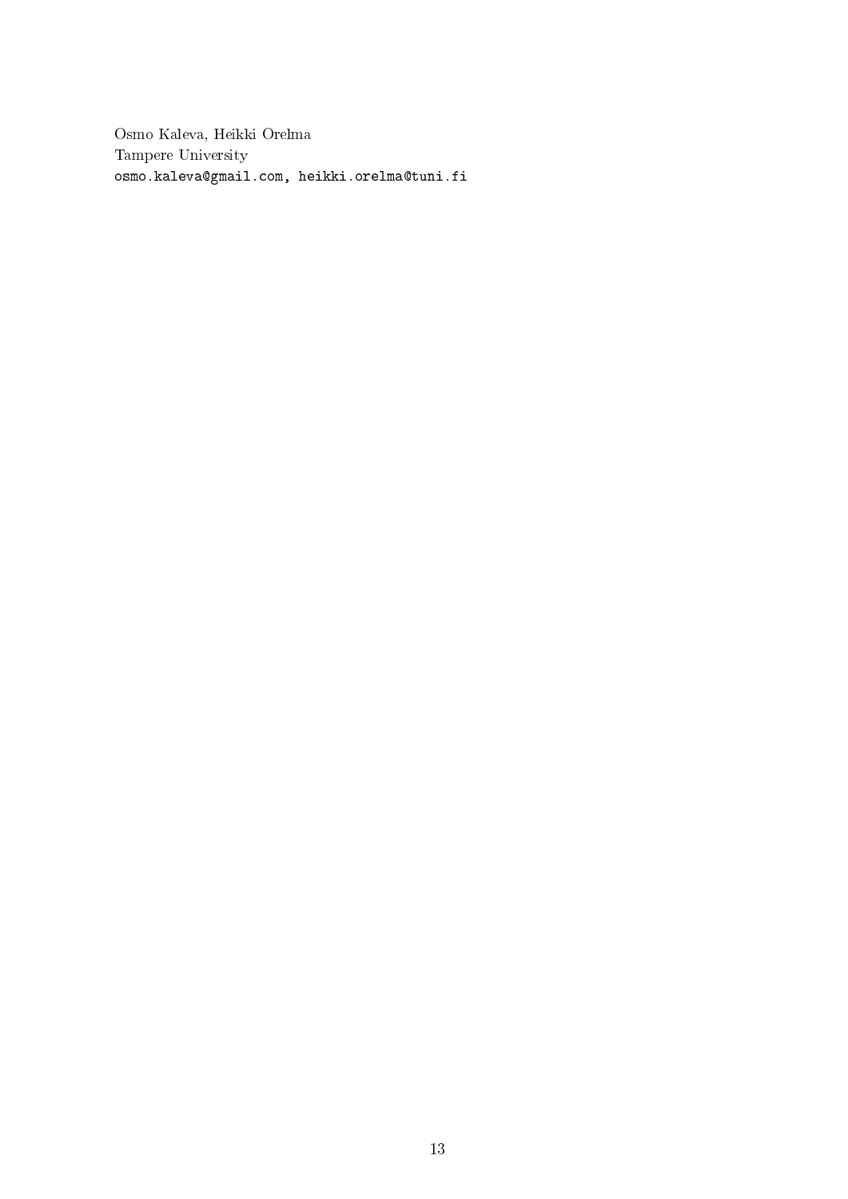Osmo Kaleva, Heikki Orelma
Tampere University
osmo.kaleva@gmail.com, heikki.orelma@tuni.fi